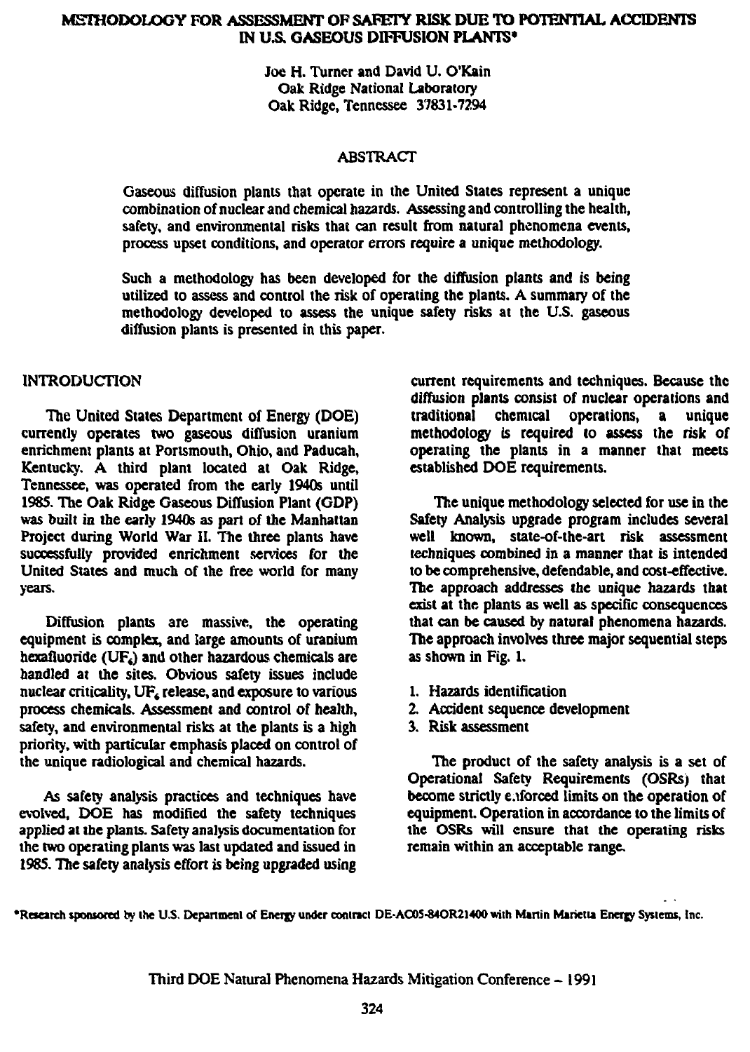# METHODOLOGY FOR ASSESSMENT OF SAFETY RISK DUE TO POTENTIAL ACCIDENTS IN U.S. GASEOUS DIFFUSION PLANTS*

Joe H. Turner and David U. O'Kain
Oak Ridge National Laboratory
Oak Ridge, Tennessee 37831-7294

## ABSTRACT

Gaseous diffusion plants that operate in the United States represent a unique combination of nuclear and chemical hazards. Assessing and controlling the health, safety, and environmental risks that can result from natural phenomena events, process upset conditions, and operator errors require a unique methodology.

Such a methodology has been developed for the diffusion plants and is being utilized to assess and control the risk of operating the plants. A summary of the methodology developed to assess the unique safety risks at the U.S. gaseous diffusion plants is presented in this paper.

## INTRODUCTION

The United States Department of Energy (DOE) currently operates two gaseous diffusion uranium enrichment plants at Portsmouth, Ohio, and Paducah, Kentucky. A third plant located at Oak Ridge, Tennessee, was operated from the early 1940s until 1985. The Oak Ridge Gaseous Diffusion Plant (GDP) was built in the early 1940s as part of the Manhattan Project during World War II. The three plants have successfully provided enrichment services for the United States and much of the free world for many years.

Diffusion plants are massive, the operating equipment is complex, and large amounts of uranium hexafluoride ($UF_6$) and other hazardous chemicals are handled at the sites. Obvious safety issues include nuclear criticality, $UF_6$ release, and exposure to various process chemicals. Assessment and control of health, safety, and environmental risks at the plants is a high priority, with particular emphasis placed on control of the unique radiological and chemical hazards.

As safety analysis practices and techniques have evolved, DOE has modified the safety techniques applied at the plants. Safety analysis documentation for the two operating plants was last updated and issued in 1985. The safety analysis effort is being upgraded using current requirements and techniques. Because the diffusion plants consist of nuclear operations and traditional chemical operations, a unique methodology is required to assess the risk of operating the plants in a manner that meets established DOE requirements.

The unique methodology selected for use in the Safety Analysis upgrade program includes several well known, state-of-the-art risk assessment techniques combined in a manner that is intended to be comprehensive, defendable, and cost-effective. The approach addresses the unique hazards that exist at the plants as well as specific consequences that can be caused by natural phenomena hazards. The approach involves three major sequential steps as shown in Fig. 1.

1. Hazards identification
2. Accident sequence development
3. Risk assessment

The product of the safety analysis is a set of Operational Safety Requirements (OSRs) that become strictly enforced limits on the operation of equipment. Operation in accordance to the limits of the OSRs will ensure that the operating risks remain within an acceptable range.

*Research sponsored by the U.S. Department of Energy under contract DE-AC05-84OR21400 with Martin Marietta Energy Systems, Inc.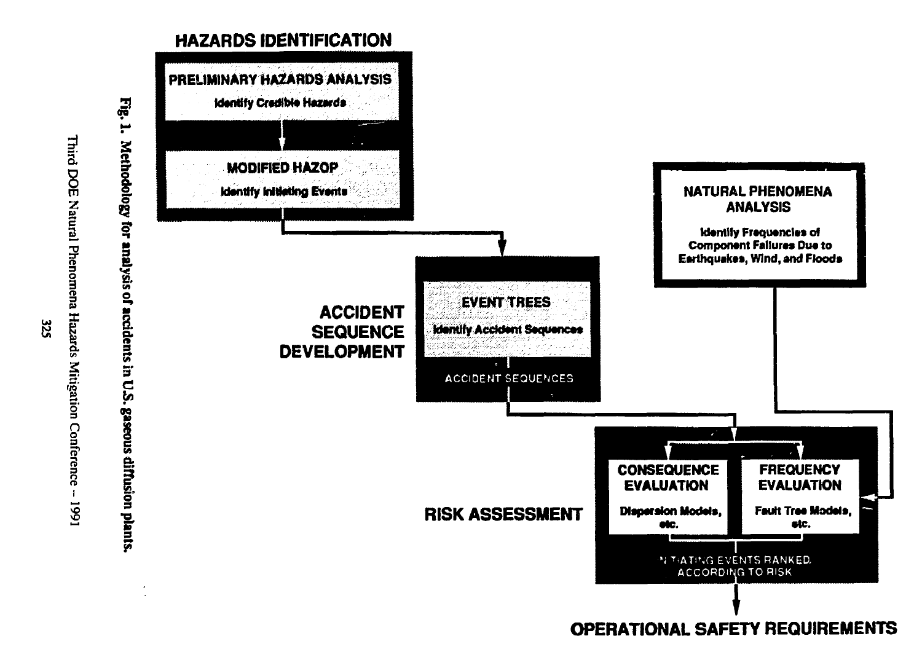**HAZARDS IDENTIFICATION**

**PRELIMINARY HAZARDS ANALYSIS**
Identify Credible Hazards

**MODIFIED HAZOP**
Identify Initiating Events

**ACCIDENT SEQUENCE DEVELOPMENT**

**EVENT TREES**
Identify Accident Sequences

ACCIDENT SEQUENCES

**NATURAL PHENOMENA ANALYSIS**
Identify Frequencies of Component Failures Due to Earthquakes, Wind, and Floods

**RISK ASSESSMENT**

**CONSEQUENCE EVALUATION**
Dispersion Models, etc.

**FREQUENCY EVALUATION**
Fault Tree Models, etc.

INITIATING EVENTS RANKED ACCORDING TO RISK

**OPERATIONAL SAFETY REQUIREMENTS**

**Fig. 1. Methodology for analysis of accidents in U.S. gaseous diffusion plants.**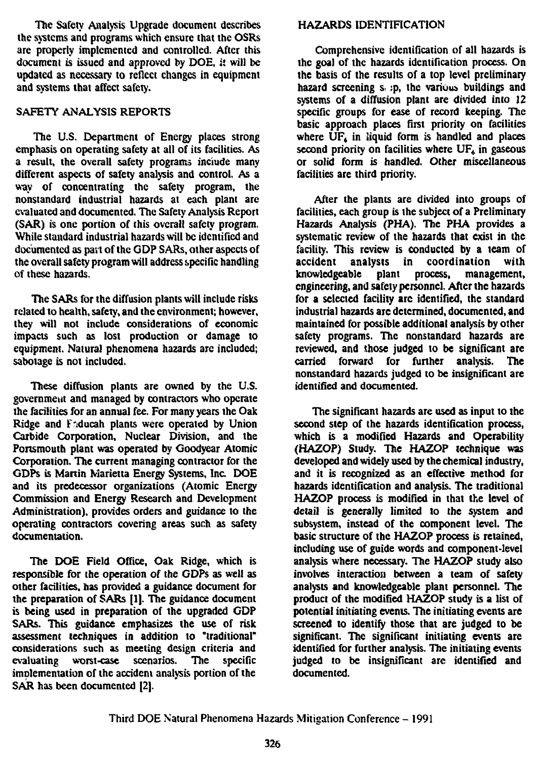The Safety Analysis Upgrade document describes the systems and programs which ensure that the OSRs are properly implemented and controlled. After this document is issued and approved by DOE, it will be updated as necessary to reflect changes in equipment and systems that affect safety.

## SAFETY ANALYSIS REPORTS

The U.S. Department of Energy places strong emphasis on operating safety at all of its facilities. As a result, the overall safety programs include many different aspects of safety analysis and control. As a way of concentrating the safety program, the nonstandard industrial hazards at each plant are evaluated and documented. The Safety Analysis Report (SAR) is one portion of this overall safety program. While standard industrial hazards will be identified and documented as part of the GDP SARs, other aspects of the overall safety program will address specific handling of these hazards.

The SARs for the diffusion plants will include risks related to health, safety, and the environment; however, they will not include considerations of economic impacts such as lost production or damage to equipment. Natural phenomena hazards are included; sabotage is not included.

These diffusion plants are owned by the U.S. government and managed by contractors who operate the facilities for an annual fee. For many years the Oak Ridge and Paducah plants were operated by Union Carbide Corporation, Nuclear Division, and the Portsmouth plant was operated by Goodyear Atomic Corporation. The current managing contractor for the GDPs is Martin Marietta Energy Systems, Inc. DOE and its predecessor organizations (Atomic Energy Commission and Energy Research and Development Administration), provides orders and guidance to the operating contractors covering areas such as safety documentation.

The DOE Field Office, Oak Ridge, which is responsible for the operation of the GDPs as well as other facilities, has provided a guidance document for the preparation of SARs [1]. The guidance document is being used in preparation of the upgraded GDP SARs. This guidance emphasizes the use of risk assessment techniques in addition to "traditional" considerations such as meeting design criteria and evaluating worst-case scenarios. The specific implementation of the accident analysis portion of the SAR has been documented [2].

## HAZARDS IDENTIFICATION

Comprehensive identification of all hazards is the goal of the hazards identification process. On the basis of the results of a top level preliminary hazard screening step, the various buildings and systems of a diffusion plant are divided into 12 specific groups for ease of record keeping. The basic approach places first priority on facilities where $UF_6$ in liquid form is handled and places second priority on facilities where $UF_6$ in gaseous or solid form is handled. Other miscellaneous facilities are third priority.

After the plants are divided into groups of facilities, each group is the subject of a Preliminary Hazards Analysis (PHA). The PHA provides a systematic review of the hazards that exist in the facility. This review is conducted by a team of accident analysts in coordination with knowledgeable plant process, management, engineering, and safety personnel. After the hazards for a selected facility are identified, the standard industrial hazards are determined, documented, and maintained for possible additional analysis by other safety programs. The nonstandard hazards are reviewed, and those judged to be significant are carried forward for further analysis. The nonstandard hazards judged to be insignificant are identified and documented.

The significant hazards are used as input to the second step of the hazards identification process, which is a modified Hazards and Operability (HAZOP) Study. The HAZOP technique was developed and widely used by the chemical industry, and it is recognized as an effective method for hazards identification and analysis. The traditional HAZOP process is modified in that the level of detail is generally limited to the system and subsystem, instead of the component level. The basic structure of the HAZOP process is retained, including use of guide words and component-level analysis where necessary. The HAZOP study also involves interaction between a team of safety analysts and knowledgeable plant personnel. The product of the modified HAZOP study is a list of potential initiating events. The initiating events are screened to identify those that are judged to be significant. The significant initiating events are identified for further analysis. The initiating events judged to be insignificant are identified and documented.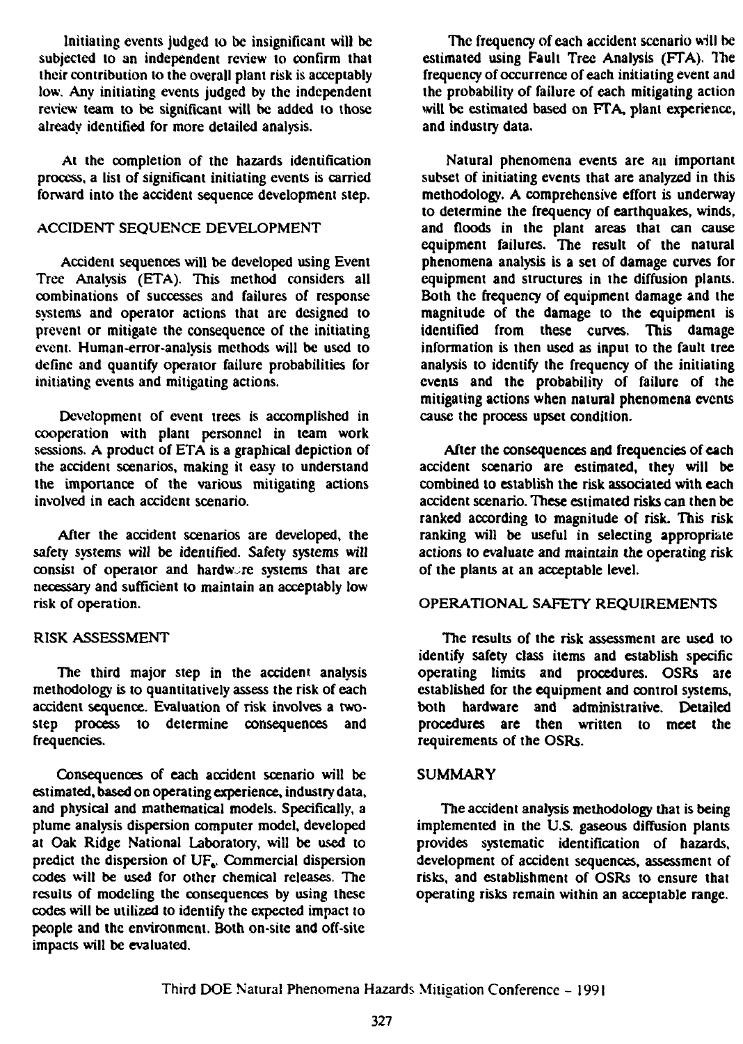Initiating events judged to be insignificant will be subjected to an independent review to confirm that their contribution to the overall plant risk is acceptably low. Any initiating events judged by the independent review team to be significant will be added to those already identified for more detailed analysis.

At the completion of the hazards identification process, a list of significant initiating events is carried forward into the accident sequence development step.

## ACCIDENT SEQUENCE DEVELOPMENT

Accident sequences will be developed using Event Tree Analysis (ETA). This method considers all combinations of successes and failures of response systems and operator actions that are designed to prevent or mitigate the consequence of the initiating event. Human-error-analysis methods will be used to define and quantify operator failure probabilities for initiating events and mitigating actions.

Development of event trees is accomplished in cooperation with plant personnel in team work sessions. A product of ETA is a graphical depiction of the accident scenarios, making it easy to understand the importance of the various mitigating actions involved in each accident scenario.

After the accident scenarios are developed, the safety systems will be identified. Safety systems will consist of operator and hardware systems that are necessary and sufficient to maintain an acceptably low risk of operation.

## RISK ASSESSMENT

The third major step in the accident analysis methodology is to quantitatively assess the risk of each accident sequence. Evaluation of risk involves a two-step process to determine consequences and frequencies.

Consequences of each accident scenario will be estimated, based on operating experience, industry data, and physical and mathematical models. Specifically, a plume analysis dispersion computer model, developed at Oak Ridge National Laboratory, will be used to predict the dispersion of $UF_6$. Commercial dispersion codes will be used for other chemical releases. The results of modeling the consequences by using these codes will be utilized to identify the expected impact to people and the environment. Both on-site and off-site impacts will be evaluated.

The frequency of each accident scenario will be estimated using Fault Tree Analysis (FTA). The frequency of occurrence of each initiating event and the probability of failure of each mitigating action will be estimated based on FTA, plant experience, and industry data.

Natural phenomena events are an important subset of initiating events that are analyzed in this methodology. A comprehensive effort is underway to determine the frequency of earthquakes, winds, and floods in the plant areas that can cause equipment failures. The result of the natural phenomena analysis is a set of damage curves for equipment and structures in the diffusion plants. Both the frequency of equipment damage and the magnitude of the damage to the equipment is identified from these curves. This damage information is then used as input to the fault tree analysis to identify the frequency of the initiating events and the probability of failure of the mitigating actions when natural phenomena events cause the process upset condition.

After the consequences and frequencies of each accident scenario are estimated, they will be combined to establish the risk associated with each accident scenario. These estimated risks can then be ranked according to magnitude of risk. This risk ranking will be useful in selecting appropriate actions to evaluate and maintain the operating risk of the plants at an acceptable level.

## OPERATIONAL SAFETY REQUIREMENTS

The results of the risk assessment are used to identify safety class items and establish specific operating limits and procedures. OSRs are established for the equipment and control systems, both hardware and administrative. Detailed procedures are then written to meet the requirements of the OSRs.

## SUMMARY

The accident analysis methodology that is being implemented in the U.S. gaseous diffusion plants provides systematic identification of hazards, development of accident sequences, assessment of risks, and establishment of OSRs to ensure that operating risks remain within an acceptable range.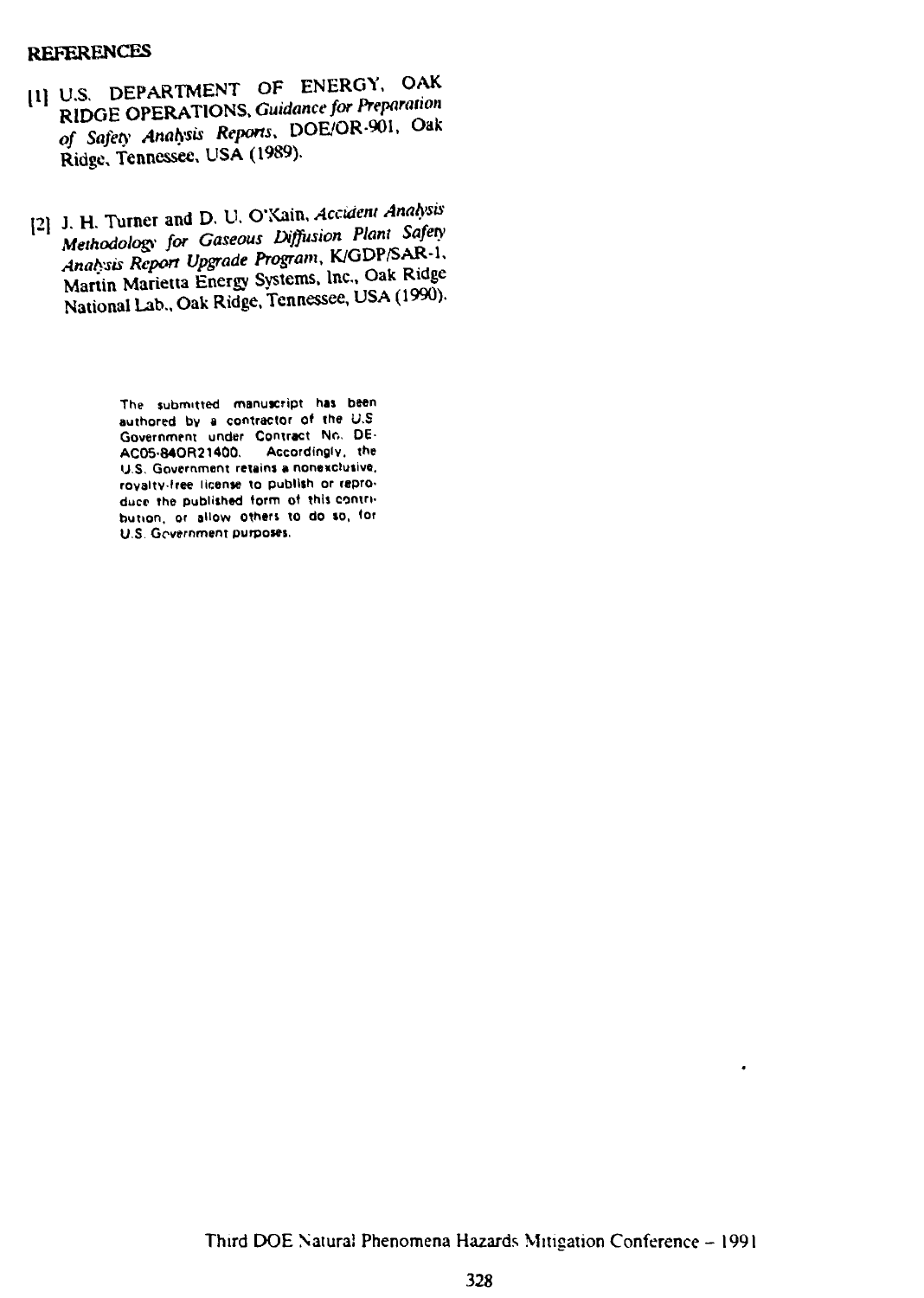## REFERENCES

[1] U.S. DEPARTMENT OF ENERGY, OAK RIDGE OPERATIONS, *Guidance for Preparation of Safety Analysis Reports*, DOE/OR-901, Oak Ridge, Tennessee, USA (1989).

[2] J. H. Turner and D. U. O'Kain, *Accident Analysis Methodology for Gaseous Diffusion Plant Safety Analysis Report Upgrade Program*, K/GDP/SAR-1, Martin Marietta Energy Systems, Inc., Oak Ridge National Lab., Oak Ridge, Tennessee, USA (1990).

The submitted manuscript has been authored by a contractor of the U.S Government under Contract No. DE-AC05-84OR21400. Accordingly, the U.S. Government retains a nonexclusive, royalty-free license to publish or reproduce the published form of this contribution, or allow others to do so, for U.S. Government purposes.